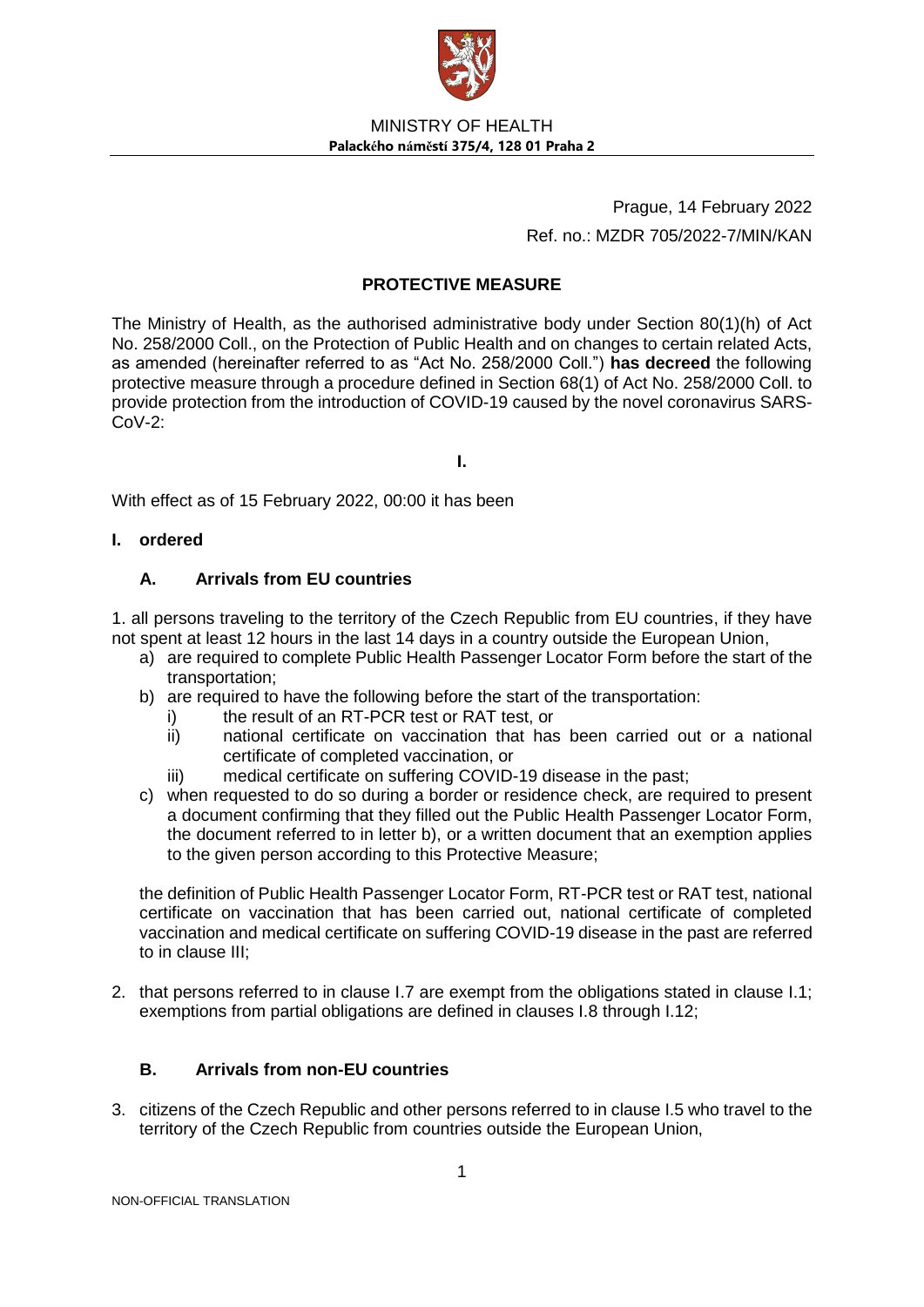MINISTRY OF HEALTH
**Palackého náměstí 375/4, 128 01 Praha 2**

Prague, 14 February 2022

Ref. no.: MZDR 705/2022-7/MIN/KAN

## PROTECTIVE MEASURE

The Ministry of Health, as the authorised administrative body under Section 80(1)(h) of Act No. 258/2000 Coll., on the Protection of Public Health and on changes to certain related Acts, as amended (hereinafter referred to as "Act No. 258/2000 Coll.") **has decreed** the following protective measure through a procedure defined in Section 68(1) of Act No. 258/2000 Coll. to provide protection from the introduction of COVID-19 caused by the novel coronavirus SARS-CoV-2:

**I.**

With effect as of 15 February 2022, 00:00 it has been

**I. ordered**

### A. Arrivals from EU countries

1. all persons traveling to the territory of the Czech Republic from EU countries, if they have not spent at least 12 hours in the last 14 days in a country outside the European Union,
   a) are required to complete Public Health Passenger Locator Form before the start of the transportation;
   b) are required to have the following before the start of the transportation:
      i) the result of an RT-PCR test or RAT test, or
      ii) national certificate on vaccination that has been carried out or a national certificate of completed vaccination, or
      iii) medical certificate on suffering COVID-19 disease in the past;
   c) when requested to do so during a border or residence check, are required to present a document confirming that they filled out the Public Health Passenger Locator Form, the document referred to in letter b), or a written document that an exemption applies to the given person according to this Protective Measure;

   the definition of Public Health Passenger Locator Form, RT-PCR test or RAT test, national certificate on vaccination that has been carried out, national certificate of completed vaccination and medical certificate on suffering COVID-19 disease in the past are referred to in clause III;

2. that persons referred to in clause I.7 are exempt from the obligations stated in clause I.1; exemptions from partial obligations are defined in clauses I.8 through I.12;

### B. Arrivals from non-EU countries

3. citizens of the Czech Republic and other persons referred to in clause I.5 who travel to the territory of the Czech Republic from countries outside the European Union,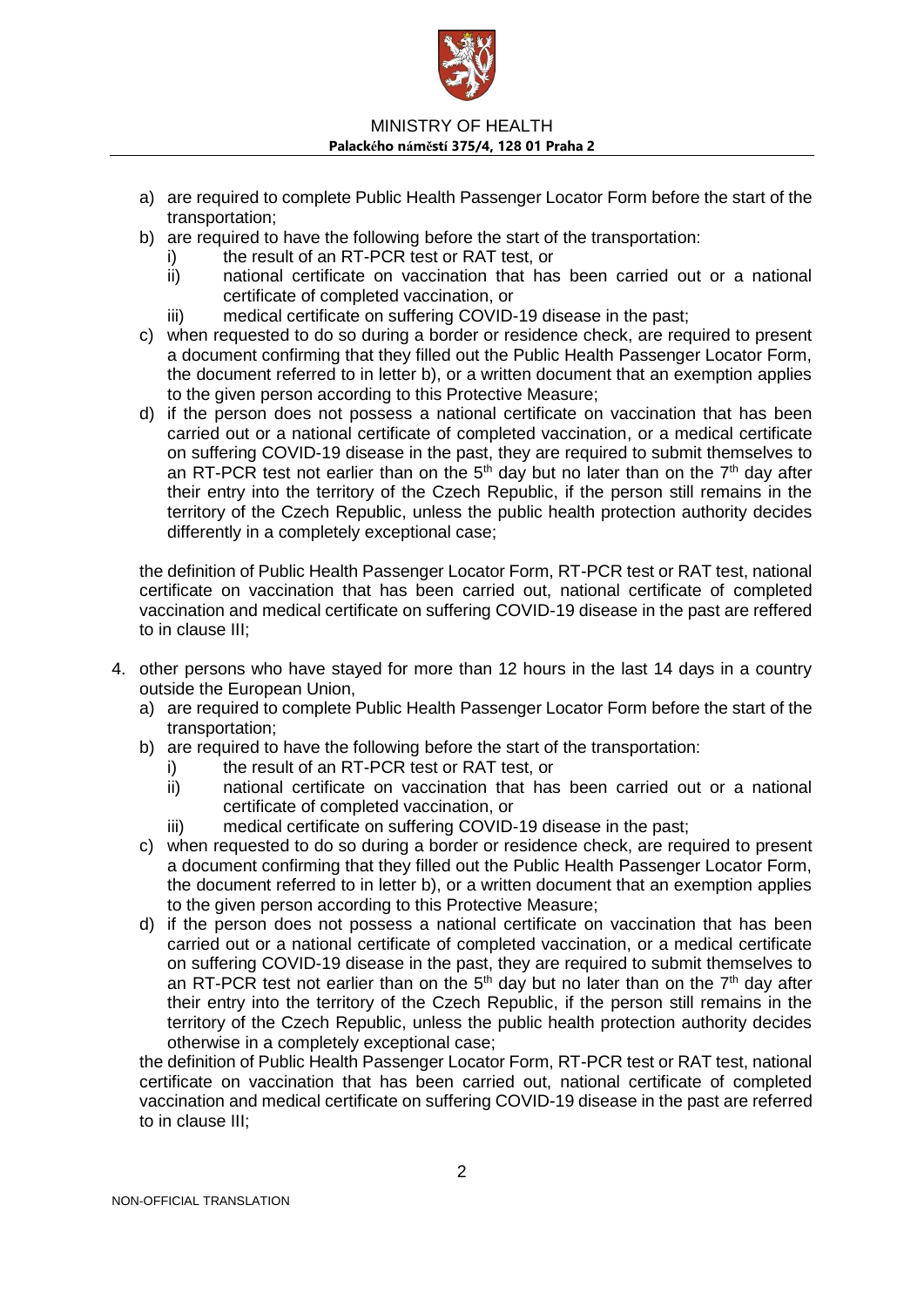a) are required to complete Public Health Passenger Locator Form before the start of the transportation;
b) are required to have the following before the start of the transportation:
   i) the result of an RT-PCR test or RAT test, or
   ii) national certificate on vaccination that has been carried out or a national certificate of completed vaccination, or
   iii) medical certificate on suffering COVID-19 disease in the past;
c) when requested to do so during a border or residence check, are required to present a document confirming that they filled out the Public Health Passenger Locator Form, the document referred to in letter b), or a written document that an exemption applies to the given person according to this Protective Measure;
d) if the person does not possess a national certificate on vaccination that has been carried out or a national certificate of completed vaccination, or a medical certificate on suffering COVID-19 disease in the past, they are required to submit themselves to an RT-PCR test not earlier than on the 5th day but no later than on the 7th day after their entry into the territory of the Czech Republic, if the person still remains in the territory of the Czech Republic, unless the public health protection authority decides differently in a completely exceptional case;

the definition of Public Health Passenger Locator Form, RT-PCR test or RAT test, national certificate on vaccination that has been carried out, national certificate of completed vaccination and medical certificate on suffering COVID-19 disease in the past are reffered to in clause III;

4. other persons who have stayed for more than 12 hours in the last 14 days in a country outside the European Union,
   a) are required to complete Public Health Passenger Locator Form before the start of the transportation;
   b) are required to have the following before the start of the transportation:
      i) the result of an RT-PCR test or RAT test, or
      ii) national certificate on vaccination that has been carried out or a national certificate of completed vaccination, or
      iii) medical certificate on suffering COVID-19 disease in the past;
   c) when requested to do so during a border or residence check, are required to present a document confirming that they filled out the Public Health Passenger Locator Form, the document referred to in letter b), or a written document that an exemption applies to the given person according to this Protective Measure;
   d) if the person does not possess a national certificate on vaccination that has been carried out or a national certificate of completed vaccination, or a medical certificate on suffering COVID-19 disease in the past, they are required to submit themselves to an RT-PCR test not earlier than on the 5th day but no later than on the 7th day after their entry into the territory of the Czech Republic, if the person still remains in the territory of the Czech Republic, unless the public health protection authority decides otherwise in a completely exceptional case;

   the definition of Public Health Passenger Locator Form, RT-PCR test or RAT test, national certificate on vaccination that has been carried out, national certificate of completed vaccination and medical certificate on suffering COVID-19 disease in the past are referred to in clause III;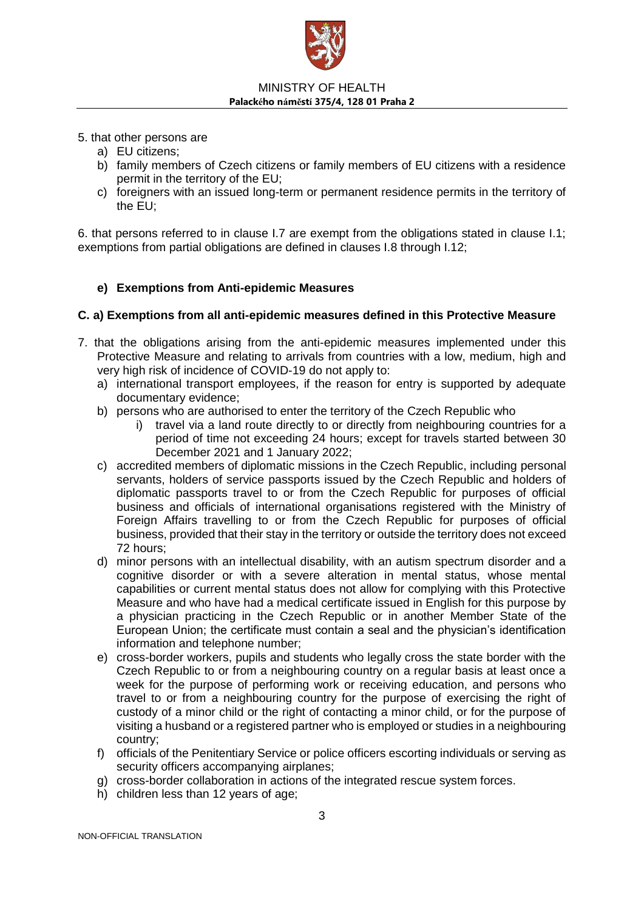5. that other persons are
   a) EU citizens;
   b) family members of Czech citizens or family members of EU citizens with a residence permit in the territory of the EU;
   c) foreigners with an issued long-term or permanent residence permits in the territory of the EU;

6. that persons referred to in clause I.7 are exempt from the obligations stated in clause I.1; exemptions from partial obligations are defined in clauses I.8 through I.12;

### e) Exemptions from Anti-epidemic Measures

### C. a) Exemptions from all anti-epidemic measures defined in this Protective Measure

7. that the obligations arising from the anti-epidemic measures implemented under this Protective Measure and relating to arrivals from countries with a low, medium, high and very high risk of incidence of COVID-19 do not apply to:
   a) international transport employees, if the reason for entry is supported by adequate documentary evidence;
   b) persons who are authorised to enter the territory of the Czech Republic who
      i) travel via a land route directly to or directly from neighbouring countries for a period of time not exceeding 24 hours; except for travels started between 30 December 2021 and 1 January 2022;
   c) accredited members of diplomatic missions in the Czech Republic, including personal servants, holders of service passports issued by the Czech Republic and holders of diplomatic passports travel to or from the Czech Republic for purposes of official business and officials of international organisations registered with the Ministry of Foreign Affairs travelling to or from the Czech Republic for purposes of official business, provided that their stay in the territory or outside the territory does not exceed 72 hours;
   d) minor persons with an intellectual disability, with an autism spectrum disorder and a cognitive disorder or with a severe alteration in mental status, whose mental capabilities or current mental status does not allow for complying with this Protective Measure and who have had a medical certificate issued in English for this purpose by a physician practicing in the Czech Republic or in another Member State of the European Union; the certificate must contain a seal and the physician's identification information and telephone number;
   e) cross-border workers, pupils and students who legally cross the state border with the Czech Republic to or from a neighbouring country on a regular basis at least once a week for the purpose of performing work or receiving education, and persons who travel to or from a neighbouring country for the purpose of exercising the right of custody of a minor child or the right of contacting a minor child, or for the purpose of visiting a husband or a registered partner who is employed or studies in a neighbouring country;
   f) officials of the Penitentiary Service or police officers escorting individuals or serving as security officers accompanying airplanes;
   g) cross-border collaboration in actions of the integrated rescue system forces.
   h) children less than 12 years of age;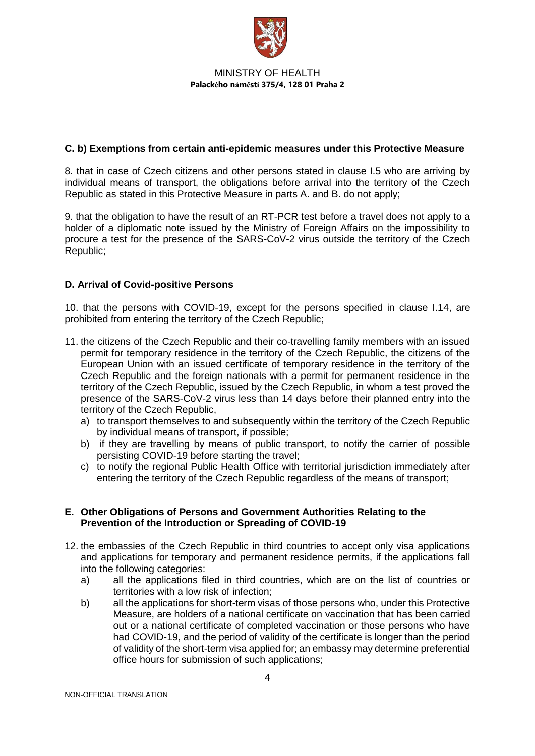### C. b) Exemptions from certain anti-epidemic measures under this Protective Measure

8. that in case of Czech citizens and other persons stated in clause I.5 who are arriving by individual means of transport, the obligations before arrival into the territory of the Czech Republic as stated in this Protective Measure in parts A. and B. do not apply;

9. that the obligation to have the result of an RT-PCR test before a travel does not apply to a holder of a diplomatic note issued by the Ministry of Foreign Affairs on the impossibility to procure a test for the presence of the SARS-CoV-2 virus outside the territory of the Czech Republic;

### D. Arrival of Covid-positive Persons

10. that the persons with COVID-19, except for the persons specified in clause I.14, are prohibited from entering the territory of the Czech Republic;

11. the citizens of the Czech Republic and their co-travelling family members with an issued permit for temporary residence in the territory of the Czech Republic, the citizens of the European Union with an issued certificate of temporary residence in the territory of the Czech Republic and the foreign nationals with a permit for permanent residence in the territory of the Czech Republic, issued by the Czech Republic, in whom a test proved the presence of the SARS-CoV-2 virus less than 14 days before their planned entry into the territory of the Czech Republic,
    - a) to transport themselves to and subsequently within the territory of the Czech Republic by individual means of transport, if possible;
    - b) if they are travelling by means of public transport, to notify the carrier of possible persisting COVID-19 before starting the travel;
    - c) to notify the regional Public Health Office with territorial jurisdiction immediately after entering the territory of the Czech Republic regardless of the means of transport;

### E. Other Obligations of Persons and Government Authorities Relating to the Prevention of the Introduction or Spreading of COVID-19

12. the embassies of the Czech Republic in third countries to accept only visa applications and applications for temporary and permanent residence permits, if the applications fall into the following categories:
    - a) all the applications filed in third countries, which are on the list of countries or territories with a low risk of infection;
    - b) all the applications for short-term visas of those persons who, under this Protective Measure, are holders of a national certificate on vaccination that has been carried out or a national certificate of completed vaccination or those persons who have had COVID-19, and the period of validity of the certificate is longer than the period of validity of the short-term visa applied for; an embassy may determine preferential office hours for submission of such applications;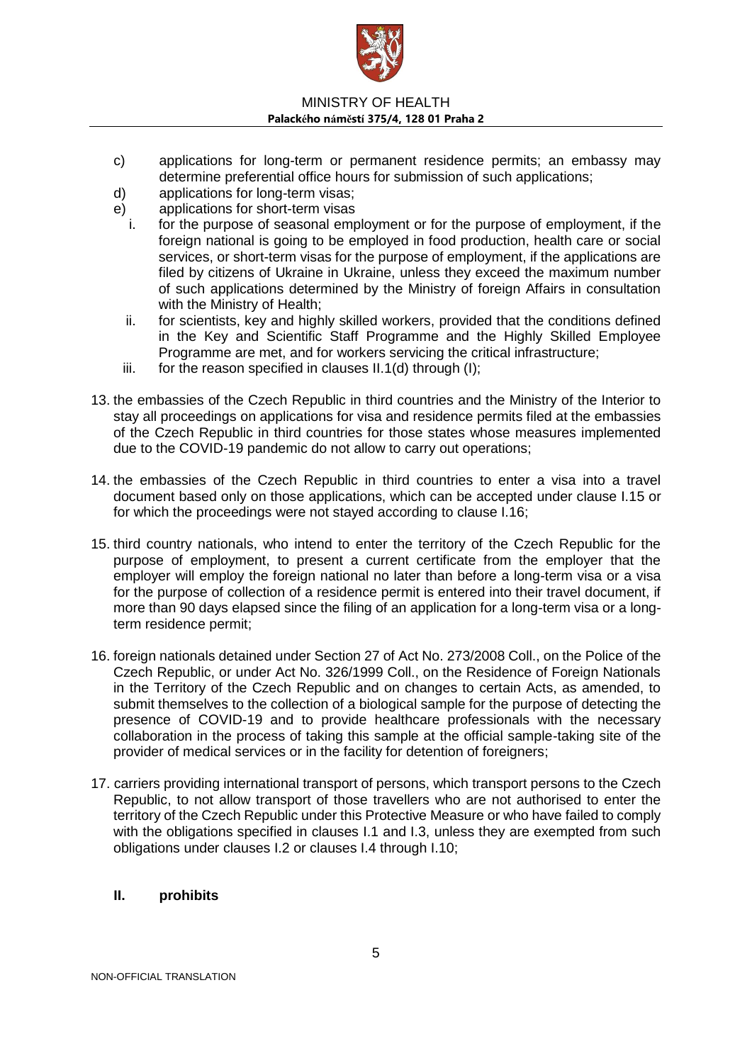c) applications for long-term or permanent residence permits; an embassy may determine preferential office hours for submission of such applications;
d) applications for long-term visas;
e) applications for short-term visas
   i. for the purpose of seasonal employment or for the purpose of employment, if the foreign national is going to be employed in food production, health care or social services, or short-term visas for the purpose of employment, if the applications are filed by citizens of Ukraine in Ukraine, unless they exceed the maximum number of such applications determined by the Ministry of foreign Affairs in consultation with the Ministry of Health;
   ii. for scientists, key and highly skilled workers, provided that the conditions defined in the Key and Scientific Staff Programme and the Highly Skilled Employee Programme are met, and for workers servicing the critical infrastructure;
   iii. for the reason specified in clauses II.1(d) through (I);

13. the embassies of the Czech Republic in third countries and the Ministry of the Interior to stay all proceedings on applications for visa and residence permits filed at the embassies of the Czech Republic in third countries for those states whose measures implemented due to the COVID-19 pandemic do not allow to carry out operations;

14. the embassies of the Czech Republic in third countries to enter a visa into a travel document based only on those applications, which can be accepted under clause I.15 or for which the proceedings were not stayed according to clause I.16;

15. third country nationals, who intend to enter the territory of the Czech Republic for the purpose of employment, to present a current certificate from the employer that the employer will employ the foreign national no later than before a long-term visa or a visa for the purpose of collection of a residence permit is entered into their travel document, if more than 90 days elapsed since the filing of an application for a long-term visa or a long-term residence permit;

16. foreign nationals detained under Section 27 of Act No. 273/2008 Coll., on the Police of the Czech Republic, or under Act No. 326/1999 Coll., on the Residence of Foreign Nationals in the Territory of the Czech Republic and on changes to certain Acts, as amended, to submit themselves to the collection of a biological sample for the purpose of detecting the presence of COVID-19 and to provide healthcare professionals with the necessary collaboration in the process of taking this sample at the official sample-taking site of the provider of medical services or in the facility for detention of foreigners;

17. carriers providing international transport of persons, which transport persons to the Czech Republic, to not allow transport of those travellers who are not authorised to enter the territory of the Czech Republic under this Protective Measure or who have failed to comply with the obligations specified in clauses I.1 and I.3, unless they are exempted from such obligations under clauses I.2 or clauses I.4 through I.10;

## II. prohibits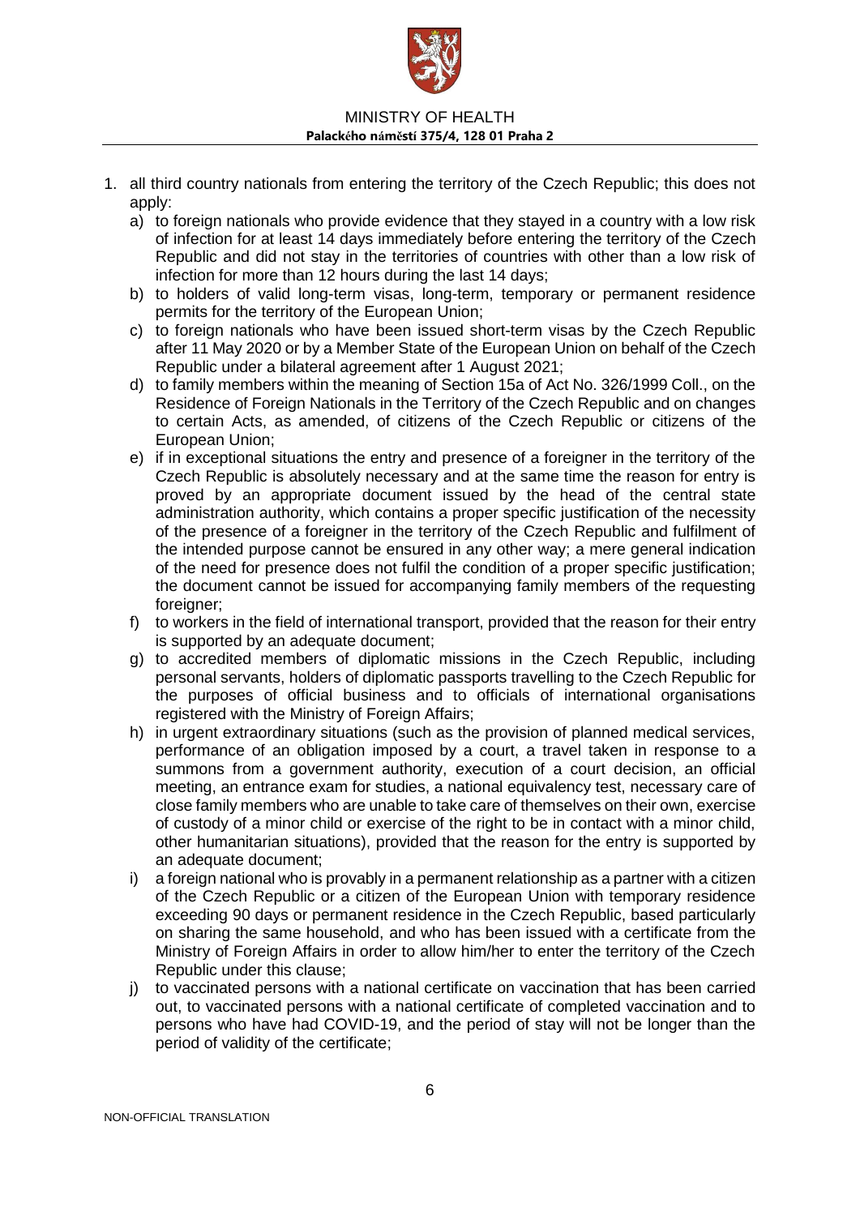1. all third country nationals from entering the territory of the Czech Republic; this does not apply:
   a) to foreign nationals who provide evidence that they stayed in a country with a low risk of infection for at least 14 days immediately before entering the territory of the Czech Republic and did not stay in the territories of countries with other than a low risk of infection for more than 12 hours during the last 14 days;
   b) to holders of valid long-term visas, long-term, temporary or permanent residence permits for the territory of the European Union;
   c) to foreign nationals who have been issued short-term visas by the Czech Republic after 11 May 2020 or by a Member State of the European Union on behalf of the Czech Republic under a bilateral agreement after 1 August 2021;
   d) to family members within the meaning of Section 15a of Act No. 326/1999 Coll., on the Residence of Foreign Nationals in the Territory of the Czech Republic and on changes to certain Acts, as amended, of citizens of the Czech Republic or citizens of the European Union;
   e) if in exceptional situations the entry and presence of a foreigner in the territory of the Czech Republic is absolutely necessary and at the same time the reason for entry is proved by an appropriate document issued by the head of the central state administration authority, which contains a proper specific justification of the necessity of the presence of a foreigner in the territory of the Czech Republic and fulfilment of the intended purpose cannot be ensured in any other way; a mere general indication of the need for presence does not fulfil the condition of a proper specific justification; the document cannot be issued for accompanying family members of the requesting foreigner;
   f) to workers in the field of international transport, provided that the reason for their entry is supported by an adequate document;
   g) to accredited members of diplomatic missions in the Czech Republic, including personal servants, holders of diplomatic passports travelling to the Czech Republic for the purposes of official business and to officials of international organisations registered with the Ministry of Foreign Affairs;
   h) in urgent extraordinary situations (such as the provision of planned medical services, performance of an obligation imposed by a court, a travel taken in response to a summons from a government authority, execution of a court decision, an official meeting, an entrance exam for studies, a national equivalency test, necessary care of close family members who are unable to take care of themselves on their own, exercise of custody of a minor child or exercise of the right to be in contact with a minor child, other humanitarian situations), provided that the reason for the entry is supported by an adequate document;
   i) a foreign national who is provably in a permanent relationship as a partner with a citizen of the Czech Republic or a citizen of the European Union with temporary residence exceeding 90 days or permanent residence in the Czech Republic, based particularly on sharing the same household, and who has been issued with a certificate from the Ministry of Foreign Affairs in order to allow him/her to enter the territory of the Czech Republic under this clause;
   j) to vaccinated persons with a national certificate on vaccination that has been carried out, to vaccinated persons with a national certificate of completed vaccination and to persons who have had COVID-19, and the period of stay will not be longer than the period of validity of the certificate;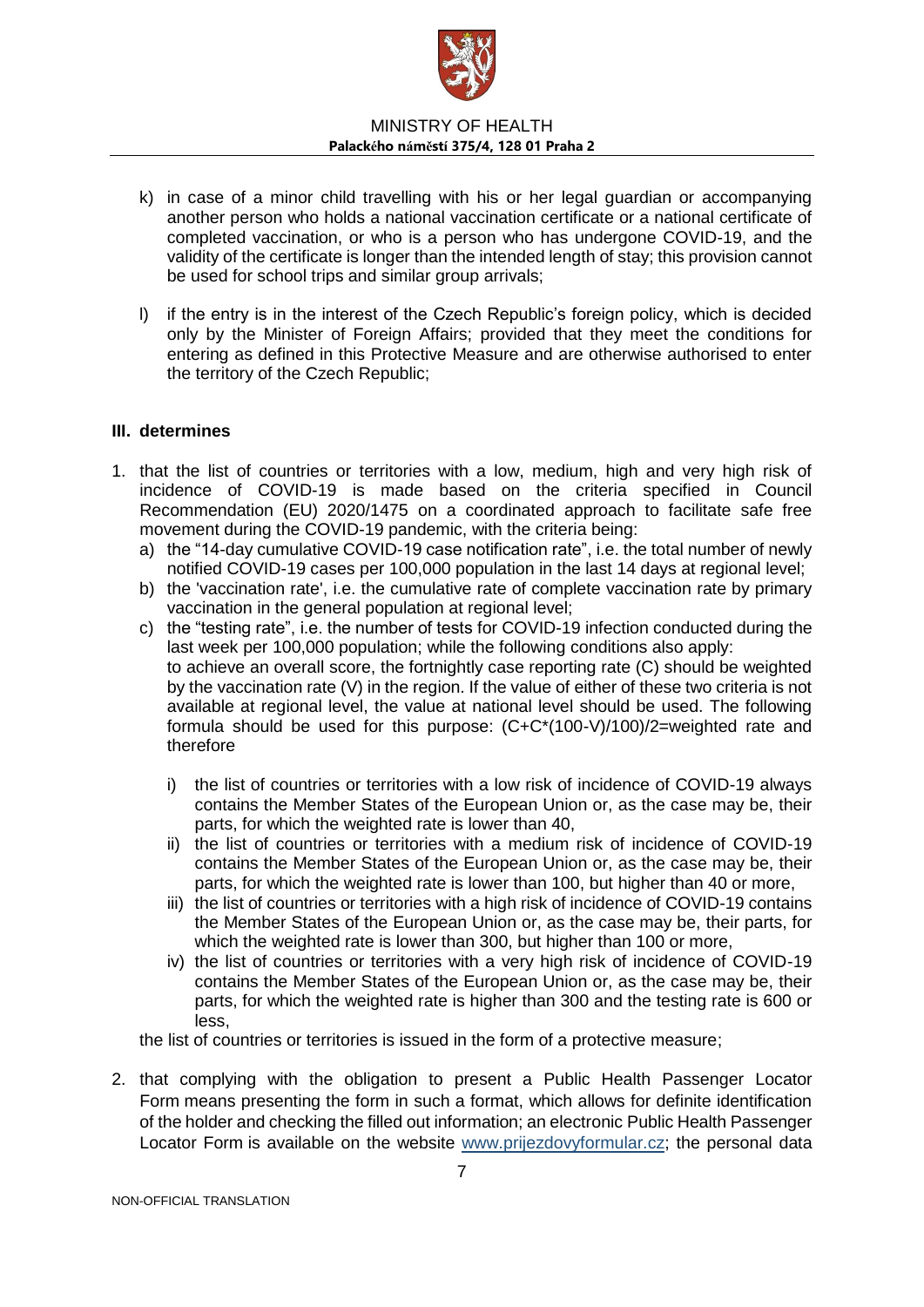k) in case of a minor child travelling with his or her legal guardian or accompanying another person who holds a national vaccination certificate or a national certificate of completed vaccination, or who is a person who has undergone COVID-19, and the validity of the certificate is longer than the intended length of stay; this provision cannot be used for school trips and similar group arrivals;

l) if the entry is in the interest of the Czech Republic's foreign policy, which is decided only by the Minister of Foreign Affairs; provided that they meet the conditions for entering as defined in this Protective Measure and are otherwise authorised to enter the territory of the Czech Republic;

### III. determines

1. that the list of countries or territories with a low, medium, high and very high risk of incidence of COVID-19 is made based on the criteria specified in Council Recommendation (EU) 2020/1475 on a coordinated approach to facilitate safe free movement during the COVID-19 pandemic, with the criteria being:
   a) the "14-day cumulative COVID-19 case notification rate", i.e. the total number of newly notified COVID-19 cases per 100,000 population in the last 14 days at regional level;
   b) the 'vaccination rate', i.e. the cumulative rate of complete vaccination rate by primary vaccination in the general population at regional level;
   c) the "testing rate", i.e. the number of tests for COVID-19 infection conducted during the last week per 100,000 population; while the following conditions also apply: to achieve an overall score, the fortnightly case reporting rate (C) should be weighted by the vaccination rate (V) in the region. If the value of either of these two criteria is not available at regional level, the value at national level should be used. The following formula should be used for this purpose: $(C+C*(100-V)/100)/2$=weighted rate and therefore

      i) the list of countries or territories with a low risk of incidence of COVID-19 always contains the Member States of the European Union or, as the case may be, their parts, for which the weighted rate is lower than 40,
      ii) the list of countries or territories with a medium risk of incidence of COVID-19 contains the Member States of the European Union or, as the case may be, their parts, for which the weighted rate is lower than 100, but higher than 40 or more,
      iii) the list of countries or territories with a high risk of incidence of COVID-19 contains the Member States of the European Union or, as the case may be, their parts, for which the weighted rate is lower than 300, but higher than 100 or more,
      iv) the list of countries or territories with a very high risk of incidence of COVID-19 contains the Member States of the European Union or, as the case may be, their parts, for which the weighted rate is higher than 300 and the testing rate is 600 or less,

   the list of countries or territories is issued in the form of a protective measure;

2. that complying with the obligation to present a Public Health Passenger Locator Form means presenting the form in such a format, which allows for definite identification of the holder and checking the filled out information; an electronic Public Health Passenger Locator Form is available on the website www.prijezdovyformular.cz; the personal data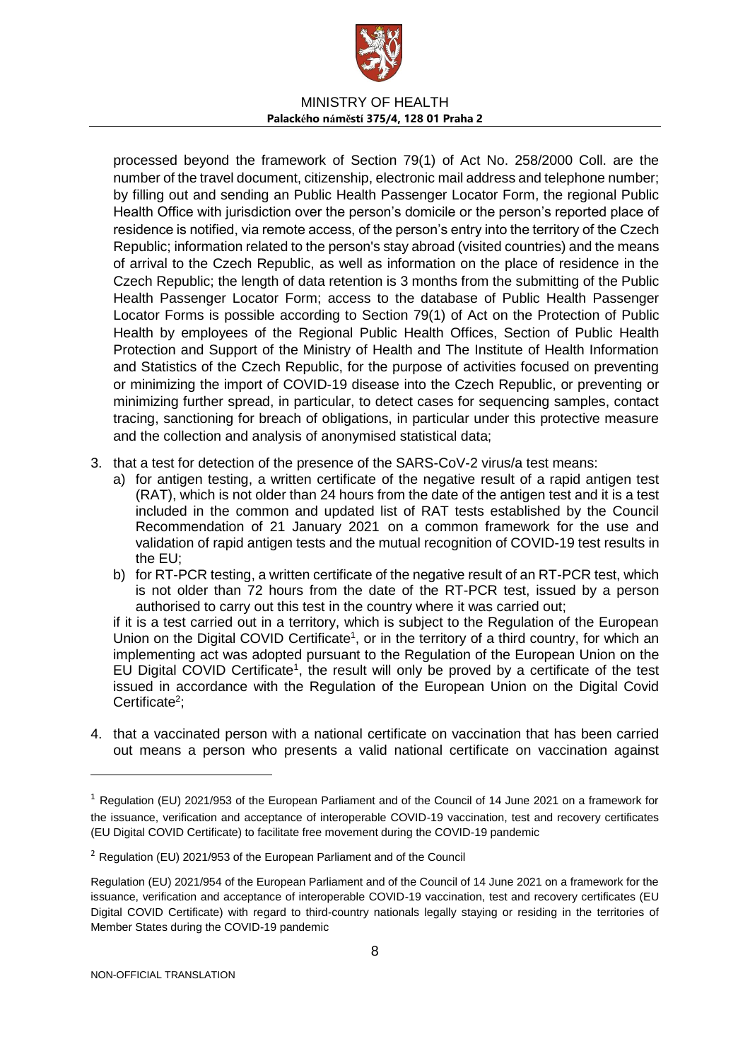processed beyond the framework of Section 79(1) of Act No. 258/2000 Coll. are the number of the travel document, citizenship, electronic mail address and telephone number; by filling out and sending an Public Health Passenger Locator Form, the regional Public Health Office with jurisdiction over the person's domicile or the person's reported place of residence is notified, via remote access, of the person's entry into the territory of the Czech Republic; information related to the person's stay abroad (visited countries) and the means of arrival to the Czech Republic, as well as information on the place of residence in the Czech Republic; the length of data retention is 3 months from the submitting of the Public Health Passenger Locator Form; access to the database of Public Health Passenger Locator Forms is possible according to Section 79(1) of Act on the Protection of Public Health by employees of the Regional Public Health Offices, Section of Public Health Protection and Support of the Ministry of Health and The Institute of Health Information and Statistics of the Czech Republic, for the purpose of activities focused on preventing or minimizing the import of COVID-19 disease into the Czech Republic, or preventing or minimizing further spread, in particular, to detect cases for sequencing samples, contact tracing, sanctioning for breach of obligations, in particular under this protective measure and the collection and analysis of anonymised statistical data;

3. that a test for detection of the presence of the SARS-CoV-2 virus/a test means:
   a) for antigen testing, a written certificate of the negative result of a rapid antigen test (RAT), which is not older than 24 hours from the date of the antigen test and it is a test included in the common and updated list of RAT tests established by the Council Recommendation of 21 January 2021 on a common framework for the use and validation of rapid antigen tests and the mutual recognition of COVID-19 test results in the EU;
   b) for RT-PCR testing, a written certificate of the negative result of an RT-PCR test, which is not older than 72 hours from the date of the RT-PCR test, issued by a person authorised to carry out this test in the country where it was carried out;

   if it is a test carried out in a territory, which is subject to the Regulation of the European Union on the Digital COVID Certificate[1], or in the territory of a third country, for which an implementing act was adopted pursuant to the Regulation of the European Union on the EU Digital COVID Certificate[1], the result will only be proved by a certificate of the test issued in accordance with the Regulation of the European Union on the Digital Covid Certificate[2];

4. that a vaccinated person with a national certificate on vaccination that has been carried out means a person who presents a valid national certificate on vaccination against

---

[1] Regulation (EU) 2021/953 of the European Parliament and of the Council of 14 June 2021 on a framework for the issuance, verification and acceptance of interoperable COVID-19 vaccination, test and recovery certificates (EU Digital COVID Certificate) to facilitate free movement during the COVID-19 pandemic

[2] Regulation (EU) 2021/953 of the European Parliament and of the Council

Regulation (EU) 2021/954 of the European Parliament and of the Council of 14 June 2021 on a framework for the issuance, verification and acceptance of interoperable COVID-19 vaccination, test and recovery certificates (EU Digital COVID Certificate) with regard to third-country nationals legally staying or residing in the territories of Member States during the COVID-19 pandemic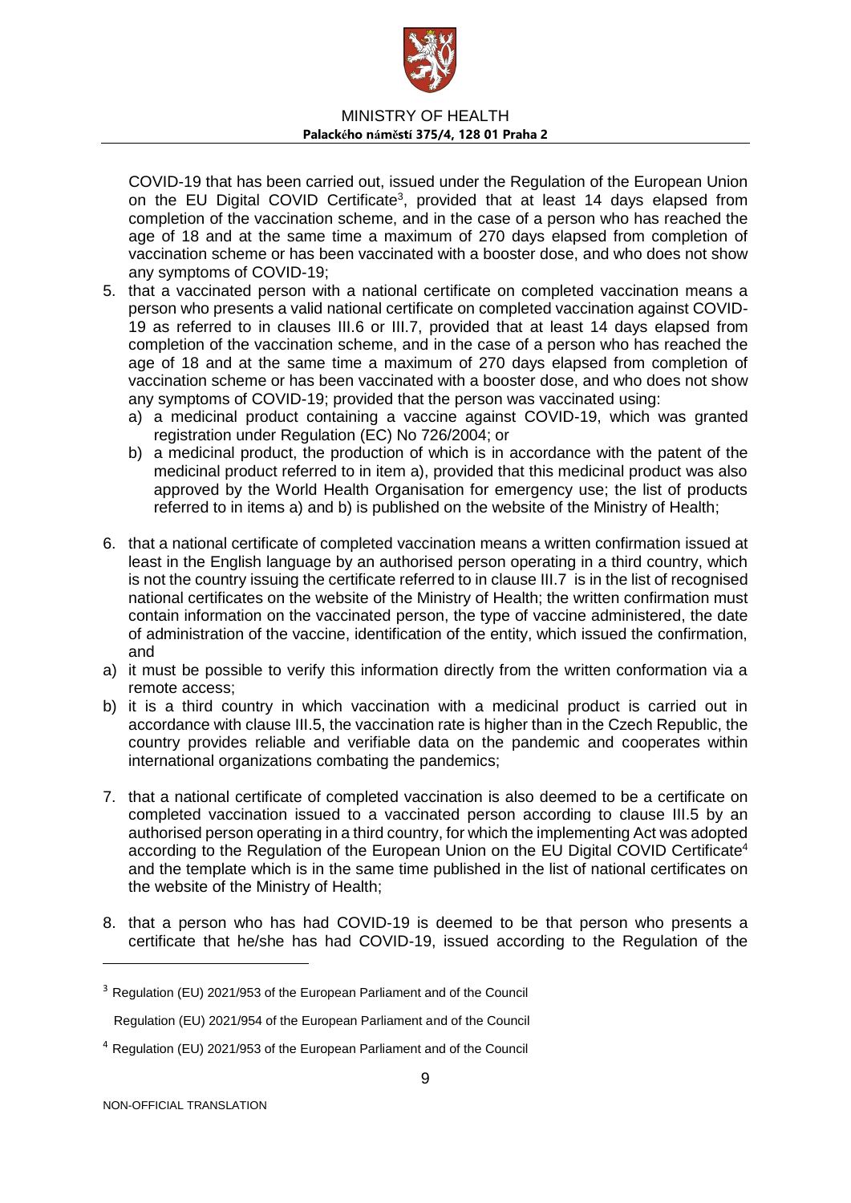COVID-19 that has been carried out, issued under the Regulation of the European Union on the EU Digital COVID Certificate[3], provided that at least 14 days elapsed from completion of the vaccination scheme, and in the case of a person who has reached the age of 18 and at the same time a maximum of 270 days elapsed from completion of vaccination scheme or has been vaccinated with a booster dose, and who does not show any symptoms of COVID-19;

5. that a vaccinated person with a national certificate on completed vaccination means a person who presents a valid national certificate on completed vaccination against COVID-19 as referred to in clauses III.6 or III.7, provided that at least 14 days elapsed from completion of the vaccination scheme, and in the case of a person who has reached the age of 18 and at the same time a maximum of 270 days elapsed from completion of vaccination scheme or has been vaccinated with a booster dose, and who does not show any symptoms of COVID-19; provided that the person was vaccinated using:
   a) a medicinal product containing a vaccine against COVID-19, which was granted registration under Regulation (EC) No 726/2004; or
   b) a medicinal product, the production of which is in accordance with the patent of the medicinal product referred to in item a), provided that this medicinal product was also approved by the World Health Organisation for emergency use; the list of products referred to in items a) and b) is published on the website of the Ministry of Health;

6. that a national certificate of completed vaccination means a written confirmation issued at least in the English language by an authorised person operating in a third country, which is not the country issuing the certificate referred to in clause III.7 is in the list of recognised national certificates on the website of the Ministry of Health; the written confirmation must contain information on the vaccinated person, the type of vaccine administered, the date of administration of the vaccine, identification of the entity, which issued the confirmation, and

a) it must be possible to verify this information directly from the written conformation via a remote access;
b) it is a third country in which vaccination with a medicinal product is carried out in accordance with clause III.5, the vaccination rate is higher than in the Czech Republic, the country provides reliable and verifiable data on the pandemic and cooperates within international organizations combating the pandemics;

7. that a national certificate of completed vaccination is also deemed to be a certificate on completed vaccination issued to a vaccinated person according to clause III.5 by an authorised person operating in a third country, for which the implementing Act was adopted according to the Regulation of the European Union on the EU Digital COVID Certificate[4] and the template which is in the same time published in the list of national certificates on the website of the Ministry of Health;

8. that a person who has had COVID-19 is deemed to be that person who presents a certificate that he/she has had COVID-19, issued according to the Regulation of the

---

[3] Regulation (EU) 2021/953 of the European Parliament and of the Council

Regulation (EU) 2021/954 of the European Parliament and of the Council

[4] Regulation (EU) 2021/953 of the European Parliament and of the Council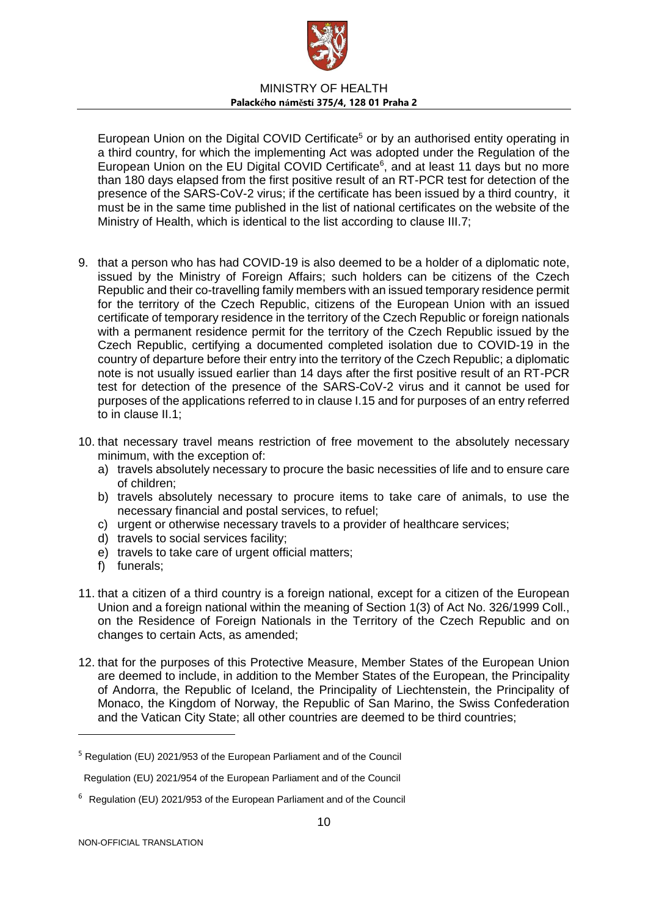European Union on the Digital COVID Certificate[5] or by an authorised entity operating in a third country, for which the implementing Act was adopted under the Regulation of the European Union on the EU Digital COVID Certificate[6], and at least 11 days but no more than 180 days elapsed from the first positive result of an RT-PCR test for detection of the presence of the SARS-CoV-2 virus; if the certificate has been issued by a third country, it must be in the same time published in the list of national certificates on the website of the Ministry of Health, which is identical to the list according to clause III.7;

9. that a person who has had COVID-19 is also deemed to be a holder of a diplomatic note, issued by the Ministry of Foreign Affairs; such holders can be citizens of the Czech Republic and their co-travelling family members with an issued temporary residence permit for the territory of the Czech Republic, citizens of the European Union with an issued certificate of temporary residence in the territory of the Czech Republic or foreign nationals with a permanent residence permit for the territory of the Czech Republic issued by the Czech Republic, certifying a documented completed isolation due to COVID-19 in the country of departure before their entry into the territory of the Czech Republic; a diplomatic note is not usually issued earlier than 14 days after the first positive result of an RT-PCR test for detection of the presence of the SARS-CoV-2 virus and it cannot be used for purposes of the applications referred to in clause I.15 and for purposes of an entry referred to in clause II.1;

10. that necessary travel means restriction of free movement to the absolutely necessary minimum, with the exception of:
    a) travels absolutely necessary to procure the basic necessities of life and to ensure care of children;
    b) travels absolutely necessary to procure items to take care of animals, to use the necessary financial and postal services, to refuel;
    c) urgent or otherwise necessary travels to a provider of healthcare services;
    d) travels to social services facility;
    e) travels to take care of urgent official matters;
    f) funerals;

11. that a citizen of a third country is a foreign national, except for a citizen of the European Union and a foreign national within the meaning of Section 1(3) of Act No. 326/1999 Coll., on the Residence of Foreign Nationals in the Territory of the Czech Republic and on changes to certain Acts, as amended;

12. that for the purposes of this Protective Measure, Member States of the European Union are deemed to include, in addition to the Member States of the European, the Principality of Andorra, the Republic of Iceland, the Principality of Liechtenstein, the Principality of Monaco, the Kingdom of Norway, the Republic of San Marino, the Swiss Confederation and the Vatican City State; all other countries are deemed to be third countries;

---

[5] Regulation (EU) 2021/953 of the European Parliament and of the Council

Regulation (EU) 2021/954 of the European Parliament and of the Council

[6] Regulation (EU) 2021/953 of the European Parliament and of the Council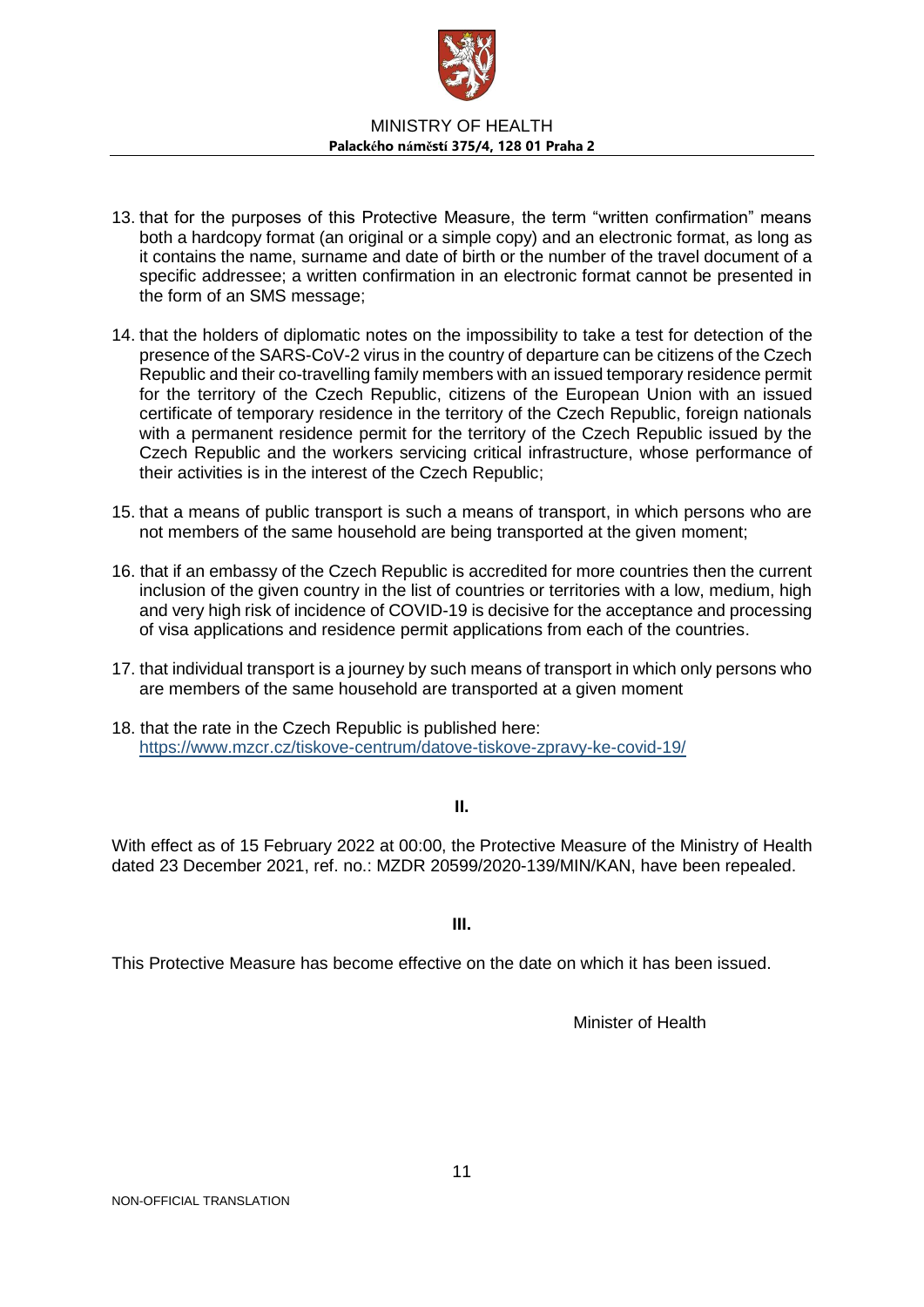13. that for the purposes of this Protective Measure, the term "written confirmation" means both a hardcopy format (an original or a simple copy) and an electronic format, as long as it contains the name, surname and date of birth or the number of the travel document of a specific addressee; a written confirmation in an electronic format cannot be presented in the form of an SMS message;

14. that the holders of diplomatic notes on the impossibility to take a test for detection of the presence of the SARS-CoV-2 virus in the country of departure can be citizens of the Czech Republic and their co-travelling family members with an issued temporary residence permit for the territory of the Czech Republic, citizens of the European Union with an issued certificate of temporary residence in the territory of the Czech Republic, foreign nationals with a permanent residence permit for the territory of the Czech Republic issued by the Czech Republic and the workers servicing critical infrastructure, whose performance of their activities is in the interest of the Czech Republic;

15. that a means of public transport is such a means of transport, in which persons who are not members of the same household are being transported at the given moment;

16. that if an embassy of the Czech Republic is accredited for more countries then the current inclusion of the given country in the list of countries or territories with a low, medium, high and very high risk of incidence of COVID-19 is decisive for the acceptance and processing of visa applications and residence permit applications from each of the countries.

17. that individual transport is a journey by such means of transport in which only persons who are members of the same household are transported at a given moment

18. that the rate in the Czech Republic is published here: https://www.mzcr.cz/tiskove-centrum/datove-tiskove-zpravy-ke-covid-19/

**II.**

With effect as of 15 February 2022 at 00:00, the Protective Measure of the Ministry of Health dated 23 December 2021, ref. no.: MZDR 20599/2020-139/MIN/KAN, have been repealed.

**III.**

This Protective Measure has become effective on the date on which it has been issued.

Minister of Health

NON-OFFICIAL TRANSLATION